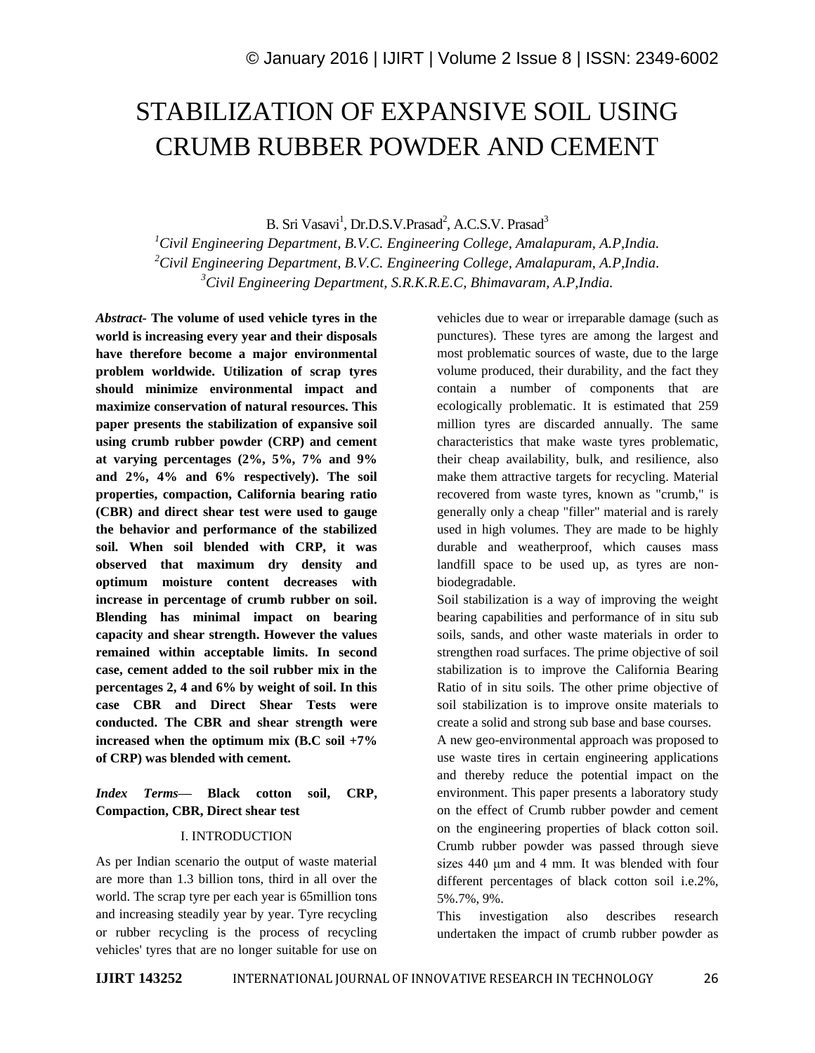# STABILIZATION OF EXPANSIVE SOIL USING CRUMB RUBBER POWDER AND CEMENT

B. Sri Vasavi[1], Dr.D.S.V.Prasad[2], A.C.S.V. Prasad[3]

[1]*Civil Engineering Department, B.V.C. Engineering College, Amalapuram, A.P,India.*
[2]*Civil Engineering Department, B.V.C. Engineering College, Amalapuram, A.P,India.*
[3]*Civil Engineering Department, S.R.K.R.E.C, Bhimavaram, A.P,India.*

***Abstract*- The volume of used vehicle tyres in the world is increasing every year and their disposals have therefore become a major environmental problem worldwide. Utilization of scrap tyres should minimize environmental impact and maximize conservation of natural resources. This paper presents the stabilization of expansive soil using crumb rubber powder (CRP) and cement at varying percentages (2%, 5%, 7% and 9% and 2%, 4% and 6% respectively). The soil properties, compaction, California bearing ratio (CBR) and direct shear test were used to gauge the behavior and performance of the stabilized soil. When soil blended with CRP, it was observed that maximum dry density and optimum moisture content decreases with increase in percentage of crumb rubber on soil. Blending has minimal impact on bearing capacity and shear strength. However the values remained within acceptable limits. In second case, cement added to the soil rubber mix in the percentages 2, 4 and 6% by weight of soil. In this case CBR and Direct Shear Tests were conducted. The CBR and shear strength were increased when the optimum mix (B.C soil +7% of CRP) was blended with cement.**

***Index Terms*— Black cotton soil, CRP, Compaction, CBR, Direct shear test**

## I. INTRODUCTION

As per Indian scenario the output of waste material are more than 1.3 billion tons, third in all over the world. The scrap tyre per each year is 65million tons and increasing steadily year by year. Tyre recycling or rubber recycling is the process of recycling vehicles' tyres that are no longer suitable for use on vehicles due to wear or irreparable damage (such as punctures). These tyres are among the largest and most problematic sources of waste, due to the large volume produced, their durability, and the fact they contain a number of components that are ecologically problematic. It is estimated that 259 million tyres are discarded annually. The same characteristics that make waste tyres problematic, their cheap availability, bulk, and resilience, also make them attractive targets for recycling. Material recovered from waste tyres, known as "crumb," is generally only a cheap "filler" material and is rarely used in high volumes. They are made to be highly durable and weatherproof, which causes mass landfill space to be used up, as tyres are non-biodegradable.

Soil stabilization is a way of improving the weight bearing capabilities and performance of in situ sub soils, sands, and other waste materials in order to strengthen road surfaces. The prime objective of soil stabilization is to improve the California Bearing Ratio of in situ soils. The other prime objective of soil stabilization is to improve onsite materials to create a solid and strong sub base and base courses.

A new geo-environmental approach was proposed to use waste tires in certain engineering applications and thereby reduce the potential impact on the environment. This paper presents a laboratory study on the effect of Crumb rubber powder and cement on the engineering properties of black cotton soil. Crumb rubber powder was passed through sieve sizes 440 μm and 4 mm. It was blended with four different percentages of black cotton soil i.e.2%, 5%.7%, 9%.

This investigation also describes research undertaken the impact of crumb rubber powder as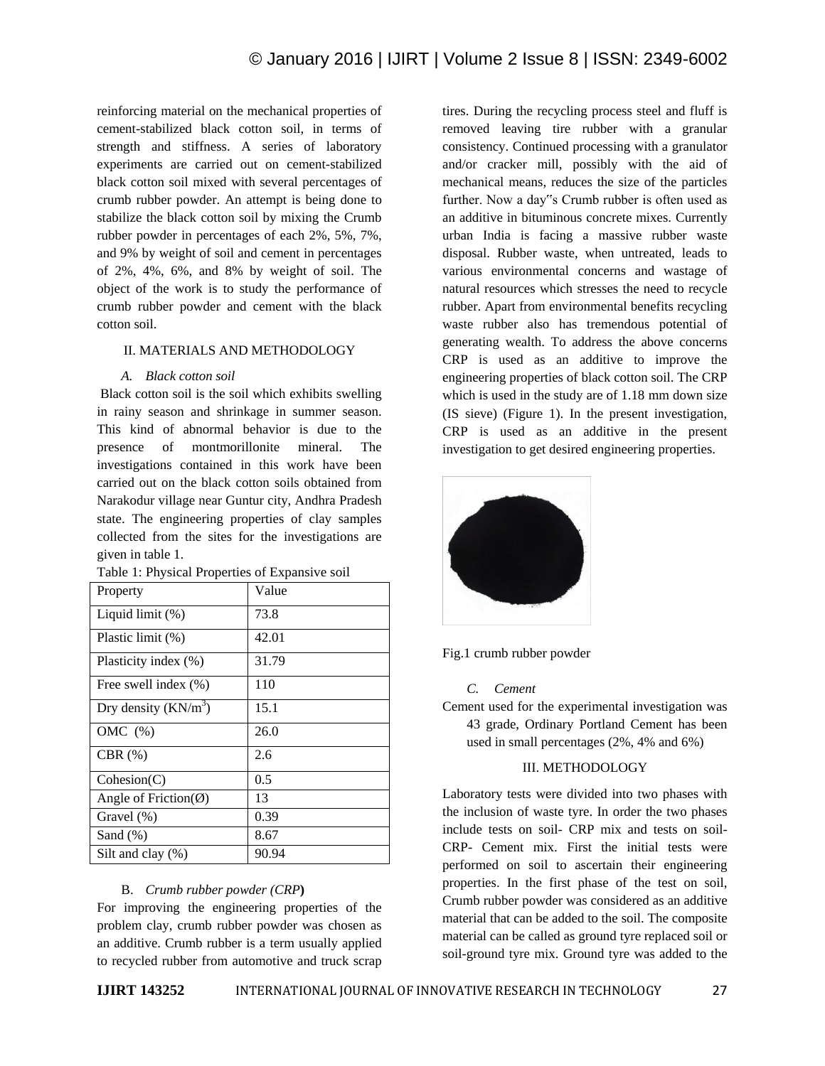reinforcing material on the mechanical properties of cement-stabilized black cotton soil, in terms of strength and stiffness. A series of laboratory experiments are carried out on cement-stabilized black cotton soil mixed with several percentages of crumb rubber powder. An attempt is being done to stabilize the black cotton soil by mixing the Crumb rubber powder in percentages of each 2%, 5%, 7%, and 9% by weight of soil and cement in percentages of 2%, 4%, 6%, and 8% by weight of soil. The object of the work is to study the performance of crumb rubber powder and cement with the black cotton soil.

## II. MATERIALS AND METHODOLOGY

### *A. Black cotton soil*

Black cotton soil is the soil which exhibits swelling in rainy season and shrinkage in summer season. This kind of abnormal behavior is due to the presence of montmorillonite mineral. The investigations contained in this work have been carried out on the black cotton soils obtained from Narakodur village near Guntur city, Andhra Pradesh state. The engineering properties of clay samples collected from the sites for the investigations are given in table 1.

Table 1: Physical Properties of Expansive soil

| Property | Value |
|---|---|
| Liquid limit (%) | 73.8 |
| Plastic limit (%) | 42.01 |
| Plasticity index (%) | 31.79 |
| Free swell index (%) | 110 |
| Dry density ($KN/m^3$) | 15.1 |
| OMC (%) | 26.0 |
| CBR (%) | 2.6 |
| Cohesion(C) | 0.5 |
| Angle of Friction(Ø) | 13 |
| Gravel (%) | 0.39 |
| Sand (%) | 8.67 |
| Silt and clay (%) | 90.94 |

### B. *Crumb rubber powder (CRP)*

For improving the engineering properties of the problem clay, crumb rubber powder was chosen as an additive. Crumb rubber is a term usually applied to recycled rubber from automotive and truck scrap tires. During the recycling process steel and fluff is removed leaving tire rubber with a granular consistency. Continued processing with a granulator and/or cracker mill, possibly with the aid of mechanical means, reduces the size of the particles further. Now a day"s Crumb rubber is often used as an additive in bituminous concrete mixes. Currently urban India is facing a massive rubber waste disposal. Rubber waste, when untreated, leads to various environmental concerns and wastage of natural resources which stresses the need to recycle rubber. Apart from environmental benefits recycling waste rubber also has tremendous potential of generating wealth. To address the above concerns CRP is used as an additive to improve the engineering properties of black cotton soil. The CRP which is used in the study are of 1.18 mm down size (IS sieve) (Figure 1). In the present investigation, CRP is used as an additive in the present investigation to get desired engineering properties.

Fig.1 crumb rubber powder

### *C. Cement*

Cement used for the experimental investigation was 43 grade, Ordinary Portland Cement has been used in small percentages (2%, 4% and 6%)

## III. METHODOLOGY

Laboratory tests were divided into two phases with the inclusion of waste tyre. In order the two phases include tests on soil- CRP mix and tests on soil-CRP- Cement mix. First the initial tests were performed on soil to ascertain their engineering properties. In the first phase of the test on soil, Crumb rubber powder was considered as an additive material that can be added to the soil. The composite material can be called as ground tyre replaced soil or soil-ground tyre mix. Ground tyre was added to the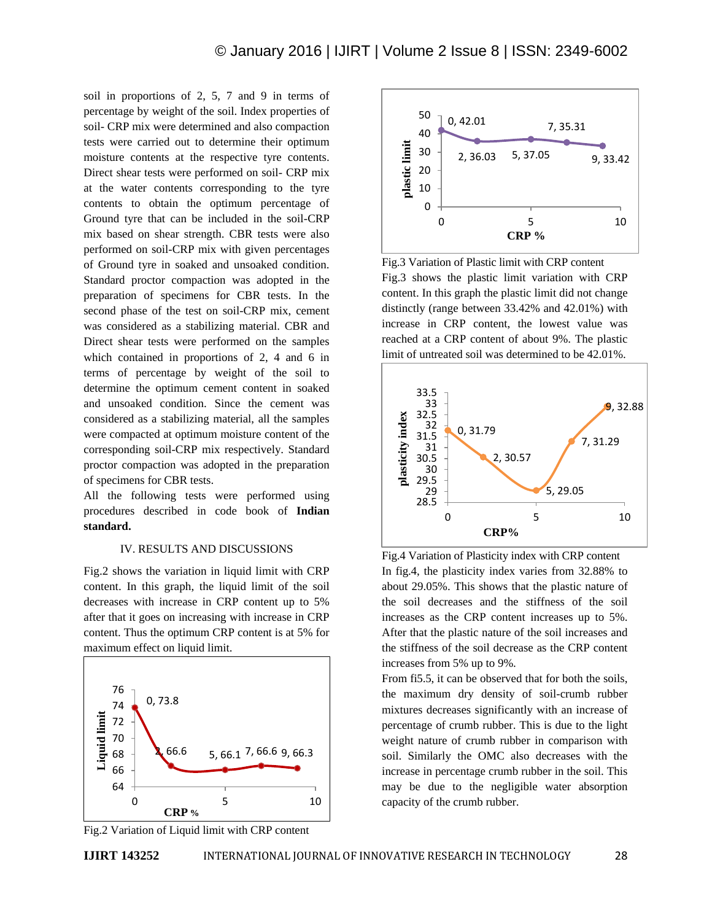soil in proportions of 2, 5, 7 and 9 in terms of percentage by weight of the soil. Index properties of soil- CRP mix were determined and also compaction tests were carried out to determine their optimum moisture contents at the respective tyre contents. Direct shear tests were performed on soil- CRP mix at the water contents corresponding to the tyre contents to obtain the optimum percentage of Ground tyre that can be included in the soil-CRP mix based on shear strength. CBR tests were also performed on soil-CRP mix with given percentages of Ground tyre in soaked and unsoaked condition. Standard proctor compaction was adopted in the preparation of specimens for CBR tests. In the second phase of the test on soil-CRP mix, cement was considered as a stabilizing material. CBR and Direct shear tests were performed on the samples which contained in proportions of 2, 4 and 6 in terms of percentage by weight of the soil to determine the optimum cement content in soaked and unsoaked condition. Since the cement was considered as a stabilizing material, all the samples were compacted at optimum moisture content of the corresponding soil-CRP mix respectively. Standard proctor compaction was adopted in the preparation of specimens for CBR tests.

All the following tests were performed using procedures described in code book of **Indian standard.**

## IV. RESULTS AND DISCUSSIONS

Fig.2 shows the variation in liquid limit with CRP content. In this graph, the liquid limit of the soil decreases with increase in CRP content up to 5% after that it goes on increasing with increase in CRP content. Thus the optimum CRP content is at 5% for maximum effect on liquid limit.

Fig.2 Variation of Liquid limit with CRP content

Fig.3 Variation of Plastic limit with CRP content

Fig.3 shows the plastic limit variation with CRP content. In this graph the plastic limit did not change distinctly (range between 33.42% and 42.01%) with increase in CRP content, the lowest value was reached at a CRP content of about 9%. The plastic limit of untreated soil was determined to be 42.01%.

Fig.4 Variation of Plasticity index with CRP content

In fig.4, the plasticity index varies from 32.88% to about 29.05%. This shows that the plastic nature of the soil decreases and the stiffness of the soil increases as the CRP content increases up to 5%. After that the plastic nature of the soil increases and the stiffness of the soil decrease as the CRP content increases from 5% up to 9%.

From fi5.5, it can be observed that for both the soils, the maximum dry density of soil-crumb rubber mixtures decreases significantly with an increase of percentage of crumb rubber. This is due to the light weight nature of crumb rubber in comparison with soil. Similarly the OMC also decreases with the increase in percentage crumb rubber in the soil. This may be due to the negligible water absorption capacity of the crumb rubber.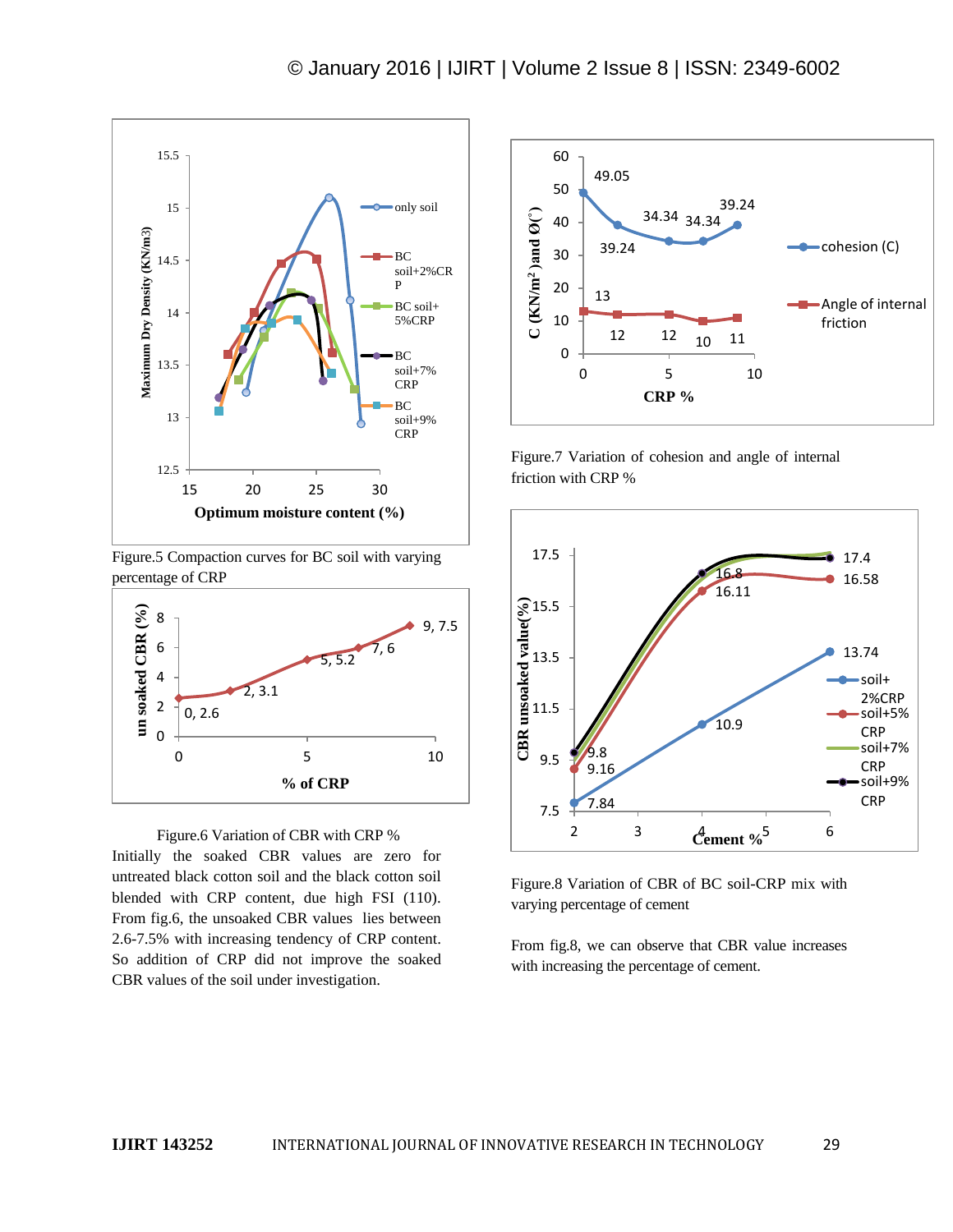Figure.5 Compaction curves for BC soil with varying percentage of CRP

Figure.6 Variation of CBR with CRP %

Initially the soaked CBR values are zero for untreated black cotton soil and the black cotton soil blended with CRP content, due high FSI (110). From fig.6, the unsoaked CBR values lies between 2.6-7.5% with increasing tendency of CRP content. So addition of CRP did not improve the soaked CBR values of the soil under investigation.

Figure.7 Variation of cohesion and angle of internal friction with CRP %

Figure.8 Variation of CBR of BC soil-CRP mix with varying percentage of cement

From fig.8, we can observe that CBR value increases with increasing the percentage of cement.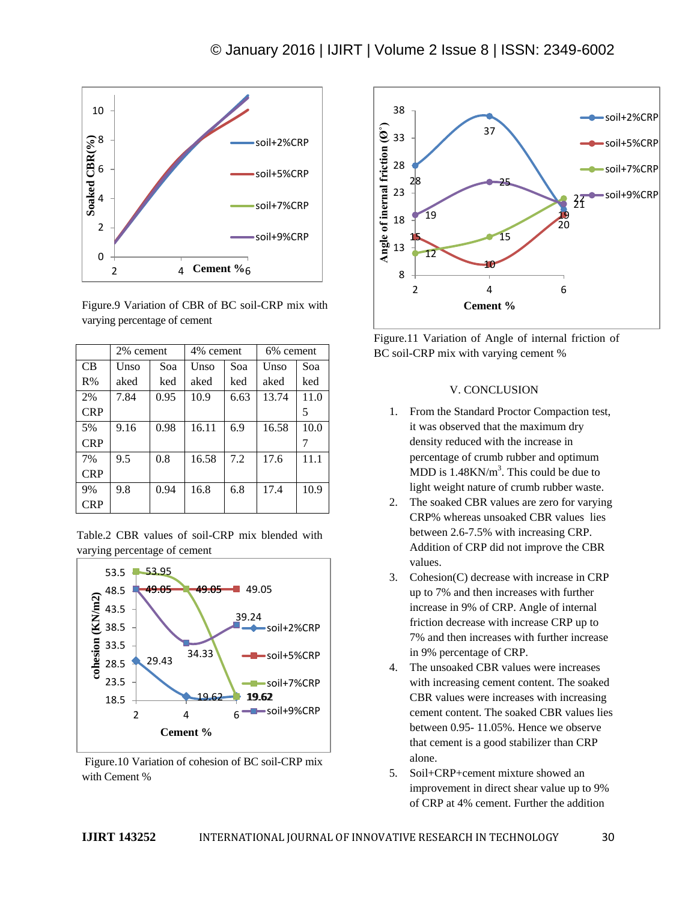Figure.9 Variation of CBR of BC soil-CRP mix with varying percentage of cement

| | 2% cement | | 4% cement | | 6% cement | |
|---|---|---|---|---|---|---|
| CBR% | Unsoaked | Soaked | Unsoaked | Soaked | Unsoaked | Soaked |
| 2% CRP | 7.84 | 0.95 | 10.9 | 6.63 | 13.74 | 11.05 |
| 5% CRP | 9.16 | 0.98 | 16.11 | 6.9 | 16.58 | 10.07 |
| 7% CRP | 9.5 | 0.8 | 16.58 | 7.2 | 17.6 | 11.1 |
| 9% CRP | 9.8 | 0.94 | 16.8 | 6.8 | 17.4 | 10.9 |

Table.2 CBR values of soil-CRP mix blended with varying percentage of cement

Figure.10 Variation of cohesion of BC soil-CRP mix with Cement %

Figure.11 Variation of Angle of internal friction of BC soil-CRP mix with varying cement %

## V. CONCLUSION

1. From the Standard Proctor Compaction test, it was observed that the maximum dry density reduced with the increase in percentage of crumb rubber and optimum MDD is 1.48KN/m$^3$. This could be due to light weight nature of crumb rubber waste.
2. The soaked CBR values are zero for varying CRP% whereas unsoaked CBR values lies between 2.6-7.5% with increasing CRP. Addition of CRP did not improve the CBR values.
3. Cohesion(C) decrease with increase in CRP up to 7% and then increases with further increase in 9% of CRP. Angle of internal friction decrease with increase CRP up to 7% and then increases with further increase in 9% percentage of CRP.
4. The unsoaked CBR values were increases with increasing cement content. The soaked CBR values were increases with increasing cement content. The soaked CBR values lies between 0.95- 11.05%. Hence we observe that cement is a good stabilizer than CRP alone.
5. Soil+CRP+cement mixture showed an improvement in direct shear value up to 9% of CRP at 4% cement. Further the addition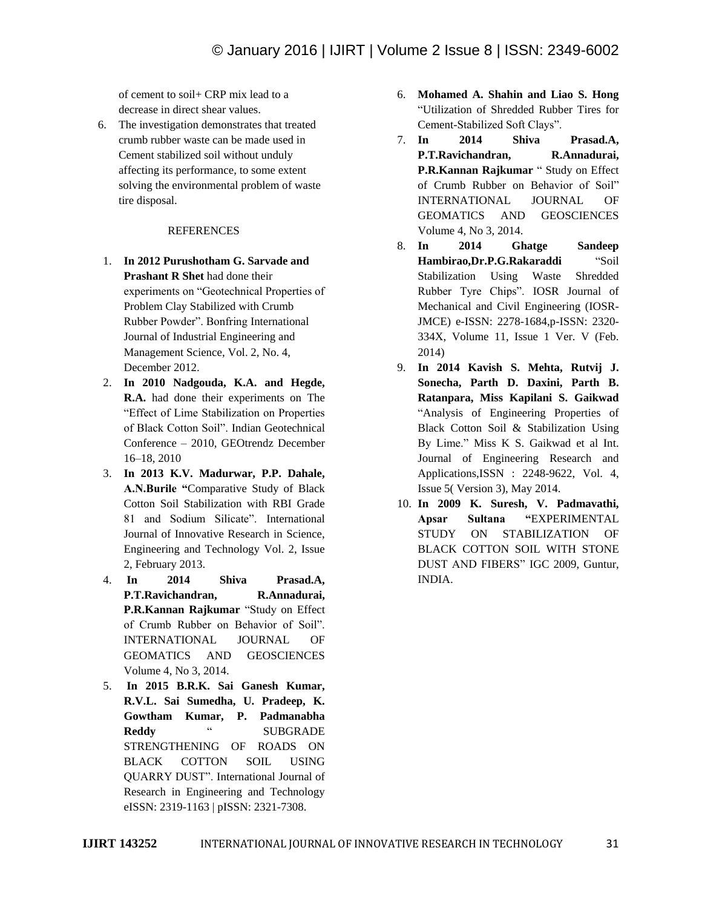of cement to soil+ CRP mix lead to a decrease in direct shear values.

6. The investigation demonstrates that treated crumb rubber waste can be made used in Cement stabilized soil without unduly affecting its performance, to some extent solving the environmental problem of waste tire disposal.

## REFERENCES

1. **In 2012 Purushotham G. Sarvade and Prashant R Shet** had done their experiments on "Geotechnical Properties of Problem Clay Stabilized with Crumb Rubber Powder". Bonfring International Journal of Industrial Engineering and Management Science, Vol. 2, No. 4, December 2012.
2. **In 2010 Nadgouda, K.A. and Hegde, R.A.** had done their experiments on The "Effect of Lime Stabilization on Properties of Black Cotton Soil". Indian Geotechnical Conference – 2010, GEOtrendz December 16–18, 2010
3. **In 2013 K.V. Madurwar, P.P. Dahale, A.N.Burile "**Comparative Study of Black Cotton Soil Stabilization with RBI Grade 81 and Sodium Silicate". International Journal of Innovative Research in Science, Engineering and Technology Vol. 2, Issue 2, February 2013.
4. **In 2014 Shiva Prasad.A, P.T.Ravichandran, R.Annadurai, P.R.Kannan Rajkumar** "Study on Effect of Crumb Rubber on Behavior of Soil". INTERNATIONAL JOURNAL OF GEOMATICS AND GEOSCIENCES Volume 4, No 3, 2014.
5. **In 2015 B.R.K. Sai Ganesh Kumar, R.V.L. Sai Sumedha, U. Pradeep, K. Gowtham Kumar, P. Padmanabha Reddy** " SUBGRADE STRENGTHENING OF ROADS ON BLACK COTTON SOIL USING QUARRY DUST". International Journal of Research in Engineering and Technology eISSN: 2319-1163 | pISSN: 2321-7308.
6. **Mohamed A. Shahin and Liao S. Hong** "Utilization of Shredded Rubber Tires for Cement-Stabilized Soft Clays".
7. **In 2014 Shiva Prasad.A, P.T.Ravichandran, R.Annadurai, P.R.Kannan Rajkumar** " Study on Effect of Crumb Rubber on Behavior of Soil" INTERNATIONAL JOURNAL OF GEOMATICS AND GEOSCIENCES Volume 4, No 3, 2014.
8. **In 2014 Ghatge Sandeep Hambirao,Dr.P.G.Rakaraddi** "Soil Stabilization Using Waste Shredded Rubber Tyre Chips". IOSR Journal of Mechanical and Civil Engineering (IOSR-JMCE) e-ISSN: 2278-1684,p-ISSN: 2320-334X, Volume 11, Issue 1 Ver. V (Feb. 2014)
9. **In 2014 Kavish S. Mehta, Rutvij J. Sonecha, Parth D. Daxini, Parth B. Ratanpara, Miss Kapilani S. Gaikwad** "Analysis of Engineering Properties of Black Cotton Soil & Stabilization Using By Lime." Miss K S. Gaikwad et al Int. Journal of Engineering Research and Applications,ISSN : 2248-9622, Vol. 4, Issue 5( Version 3), May 2014.
10. **In 2009 K. Suresh, V. Padmavathi, Apsar Sultana "**EXPERIMENTAL STUDY ON STABILIZATION OF BLACK COTTON SOIL WITH STONE DUST AND FIBERS" IGC 2009, Guntur, INDIA.